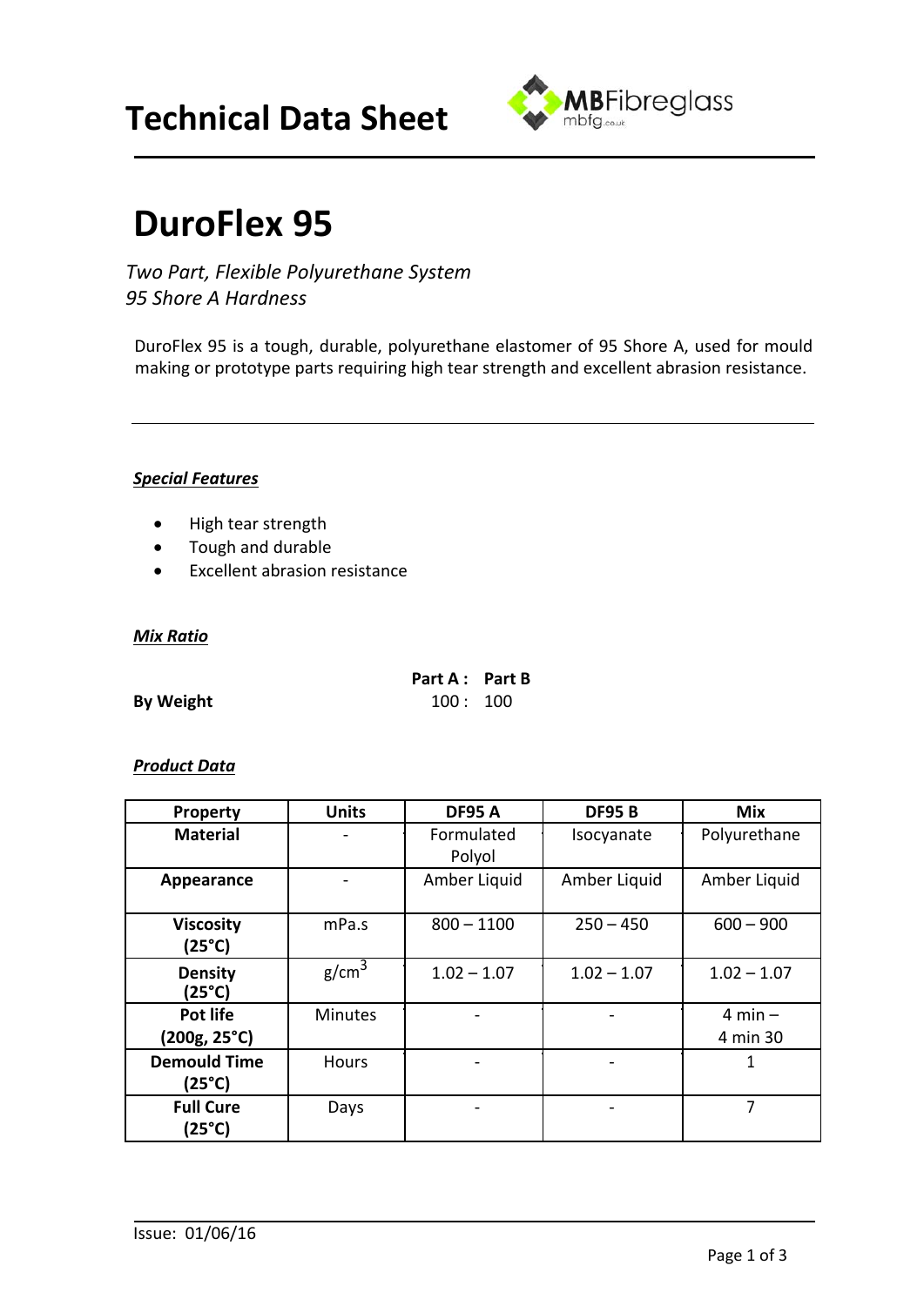# Technical Data Sheet

# DuroFlex 95

*Two Part, Flexible Polyurethane System*
*95 Shore A Hardness*

DuroFlex 95 is a tough, durable, polyurethane elastomer of 95 Shore A, used for mould making or prototype parts requiring high tear strength and excellent abrasion resistance.

---

***Special Features***

- High tear strength
- Tough and durable
- Excellent abrasion resistance

***Mix Ratio***

| | Part A : Part B |
|---|---|
| **By Weight** | 100 : 100 |

***Product Data***

| Property | Units | DF95 A | DF95 B | Mix |
|---|---|---|---|---|
| **Material** | - | Formulated Polyol | Isocyanate | Polyurethane |
| **Appearance** | - | Amber Liquid | Amber Liquid | Amber Liquid |
| **Viscosity (25°C)** | mPa.s | 800 – 1100 | 250 – 450 | 600 – 900 |
| **Density (25°C)** | $g/cm^3$ | 1.02 – 1.07 | 1.02 – 1.07 | 1.02 – 1.07 |
| **Pot life (200g, 25°C)** | Minutes | - | - | 4 min – 4 min 30 |
| **Demould Time (25°C)** | Hours | - | - | 1 |
| **Full Cure (25°C)** | Days | - | - | 7 |

Issue: 01/06/16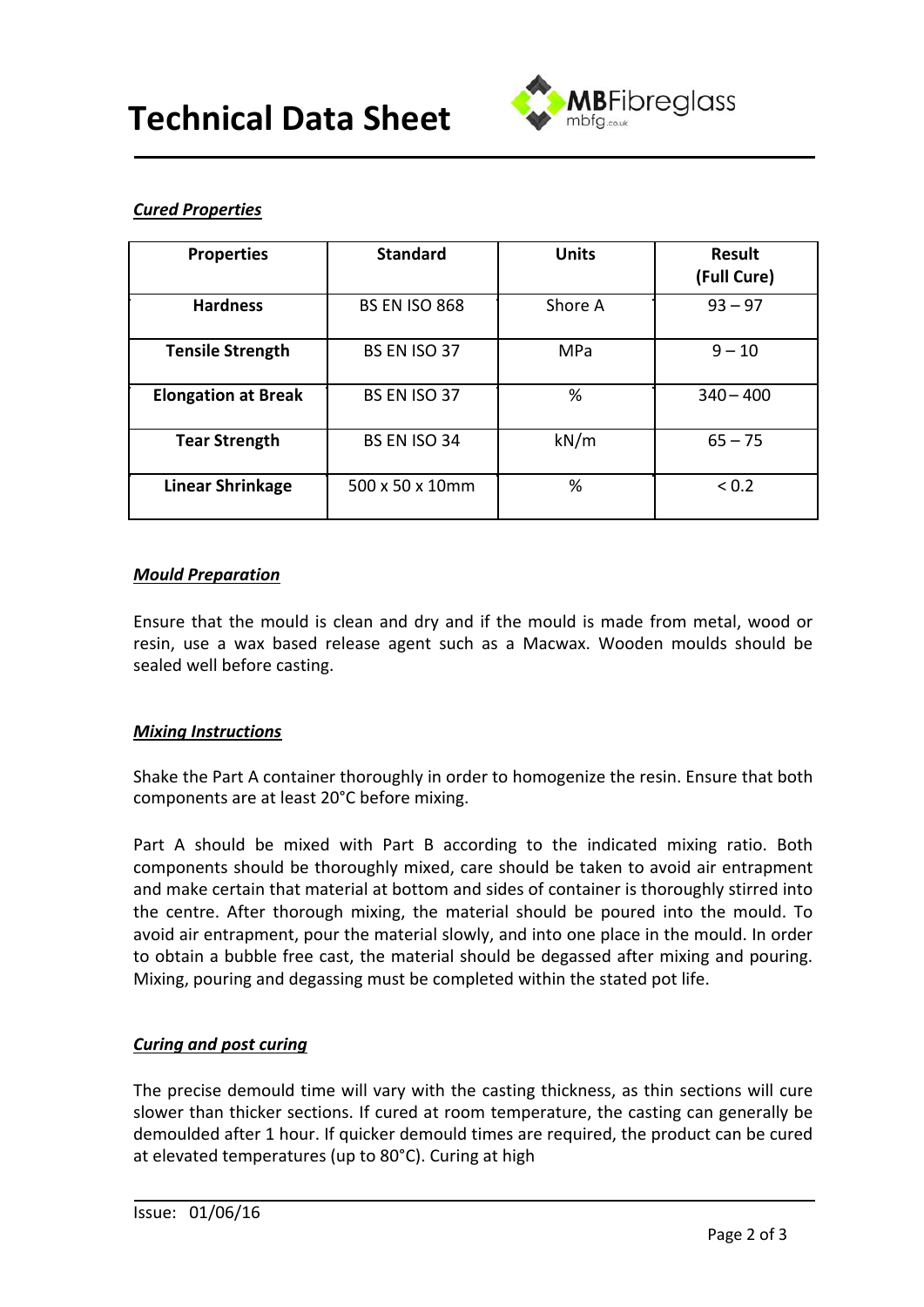***Cured Properties***

| Properties | Standard | Units | Result (Full Cure) |
|---|---|---|---|
| **Hardness** | BS EN ISO 868 | Shore A | 93 – 97 |
| **Tensile Strength** | BS EN ISO 37 | MPa | 9 – 10 |
| **Elongation at Break** | BS EN ISO 37 | % | 340 – 400 |
| **Tear Strength** | BS EN ISO 34 | kN/m | 65 – 75 |
| **Linear Shrinkage** | 500 x 50 x 10mm | % | < 0.2 |

***Mould Preparation***

Ensure that the mould is clean and dry and if the mould is made from metal, wood or resin, use a wax based release agent such as a Macwax. Wooden moulds should be sealed well before casting.

***Mixing Instructions***

Shake the Part A container thoroughly in order to homogenize the resin. Ensure that both components are at least 20°C before mixing.

Part A should be mixed with Part B according to the indicated mixing ratio. Both components should be thoroughly mixed, care should be taken to avoid air entrapment and make certain that material at bottom and sides of container is thoroughly stirred into the centre. After thorough mixing, the material should be poured into the mould. To avoid air entrapment, pour the material slowly, and into one place in the mould. In order to obtain a bubble free cast, the material should be degassed after mixing and pouring. Mixing, pouring and degassing must be completed within the stated pot life.

***Curing and post curing***

The precise demould time will vary with the casting thickness, as thin sections will cure slower than thicker sections. If cured at room temperature, the casting can generally be demoulded after 1 hour. If quicker demould times are required, the product can be cured at elevated temperatures (up to 80°C). Curing at high

Issue: 01/06/16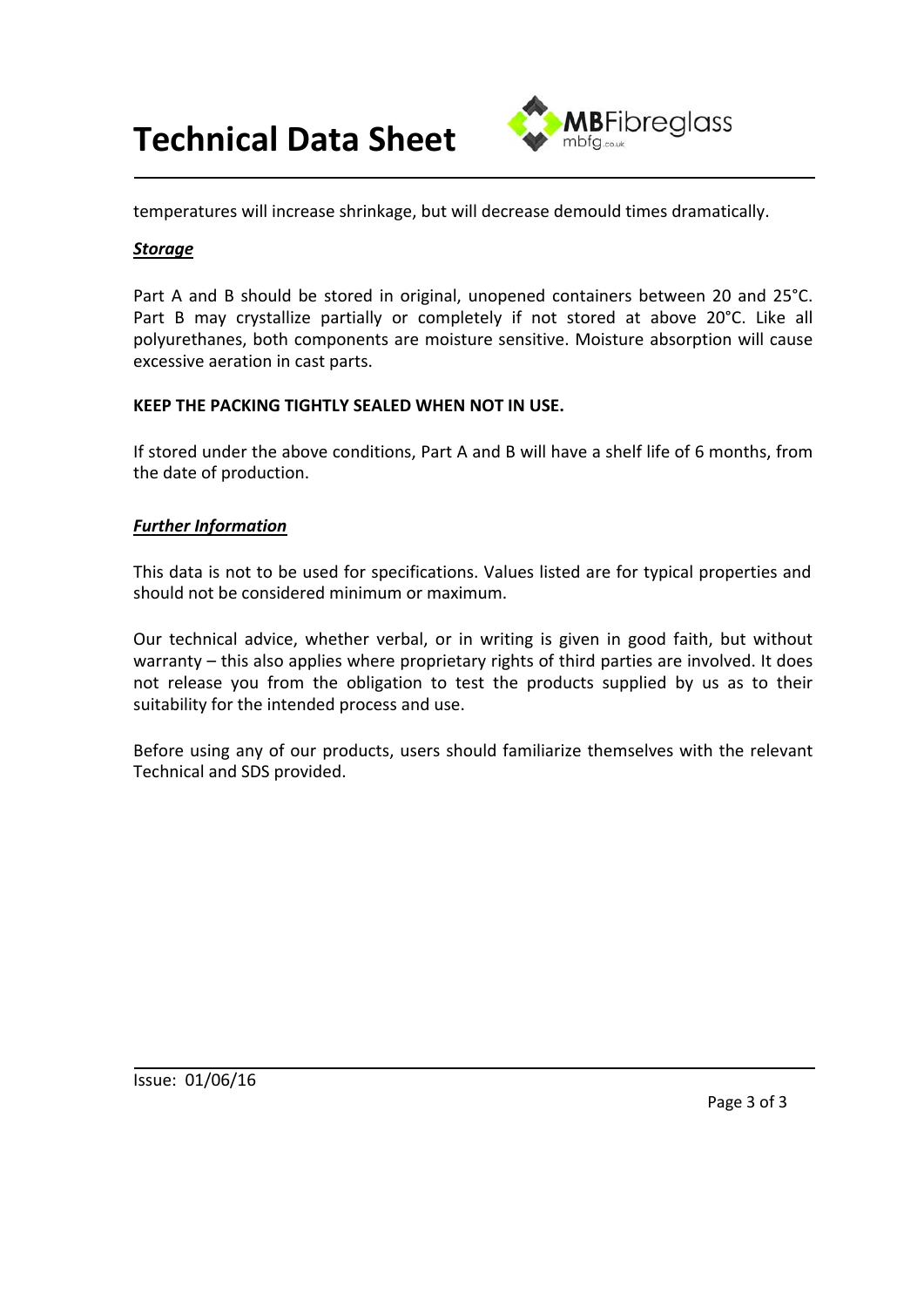temperatures will increase shrinkage, but will decrease demould times dramatically.

***Storage***

Part A and B should be stored in original, unopened containers between 20 and 25°C. Part B may crystallize partially or completely if not stored at above 20°C. Like all polyurethanes, both components are moisture sensitive. Moisture absorption will cause excessive aeration in cast parts.

**KEEP THE PACKING TIGHTLY SEALED WHEN NOT IN USE.**

If stored under the above conditions, Part A and B will have a shelf life of 6 months, from the date of production.

***Further Information***

This data is not to be used for specifications. Values listed are for typical properties and should not be considered minimum or maximum.

Our technical advice, whether verbal, or in writing is given in good faith, but without warranty – this also applies where proprietary rights of third parties are involved. It does not release you from the obligation to test the products supplied by us as to their suitability for the intended process and use.

Before using any of our products, users should familiarize themselves with the relevant Technical and SDS provided.

Issue: 01/06/16